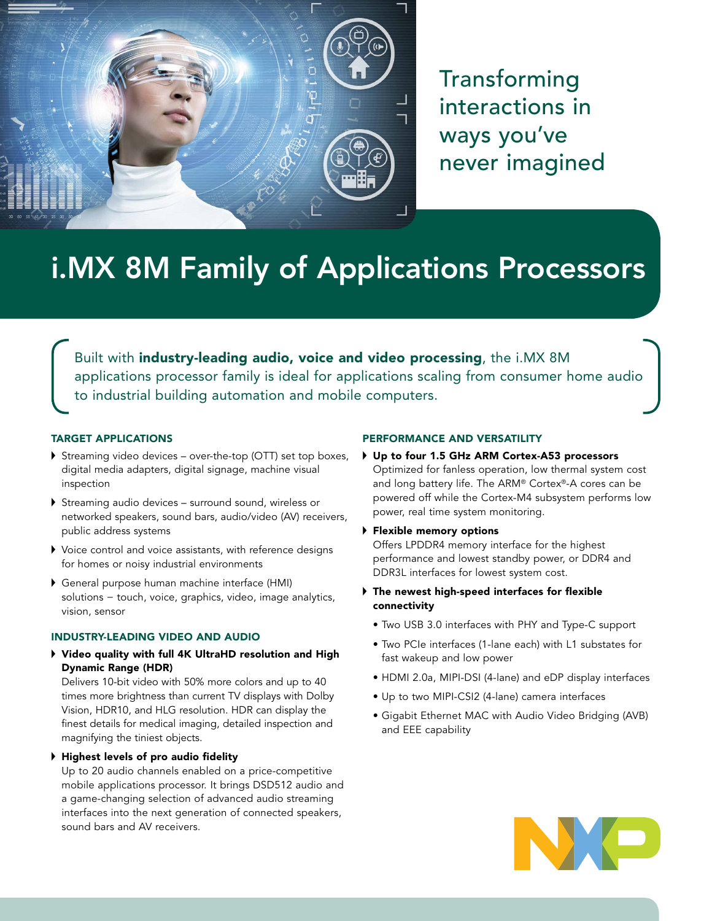Transforming interactions in ways you've never imagined

# i.MX 8M Family of Applications Processors

Built with **industry-leading audio, voice and video processing**, the i.MX 8M applications processor family is ideal for applications scaling from consumer home audio to industrial building automation and mobile computers.

## TARGET APPLICATIONS

- Streaming video devices – over-the-top (OTT) set top boxes, digital media adapters, digital signage, machine visual inspection
- Streaming audio devices – surround sound, wireless or networked speakers, sound bars, audio/video (AV) receivers, public address systems
- Voice control and voice assistants, with reference designs for homes or noisy industrial environments
- General purpose human machine interface (HMI) solutions – touch, voice, graphics, video, image analytics, vision, sensor

## INDUSTRY-LEADING VIDEO AND AUDIO

- **Video quality with full 4K UltraHD resolution and High Dynamic Range (HDR)**
  Delivers 10-bit video with 50% more colors and up to 40 times more brightness than current TV displays with Dolby Vision, HDR10, and HLG resolution. HDR can display the finest details for medical imaging, detailed inspection and magnifying the tiniest objects.
- **Highest levels of pro audio fidelity**
  Up to 20 audio channels enabled on a price-competitive mobile applications processor. It brings DSD512 audio and a game-changing selection of advanced audio streaming interfaces into the next generation of connected speakers, sound bars and AV receivers.

## PERFORMANCE AND VERSATILITY

- **Up to four 1.5 GHz ARM Cortex-A53 processors**
  Optimized for fanless operation, low thermal system cost and long battery life. The ARM® Cortex®-A cores can be powered off while the Cortex-M4 subsystem performs low power, real time system monitoring.
- **Flexible memory options**
  Offers LPDDR4 memory interface for the highest performance and lowest standby power, or DDR4 and DDR3L interfaces for lowest system cost.
- **The newest high-speed interfaces for flexible connectivity**
  - Two USB 3.0 interfaces with PHY and Type-C support
  - Two PCIe interfaces (1-lane each) with L1 substates for fast wakeup and low power
  - HDMI 2.0a, MIPI-DSI (4-lane) and eDP display interfaces
  - Up to two MIPI-CSI2 (4-lane) camera interfaces
  - Gigabit Ethernet MAC with Audio Video Bridging (AVB) and EEE capability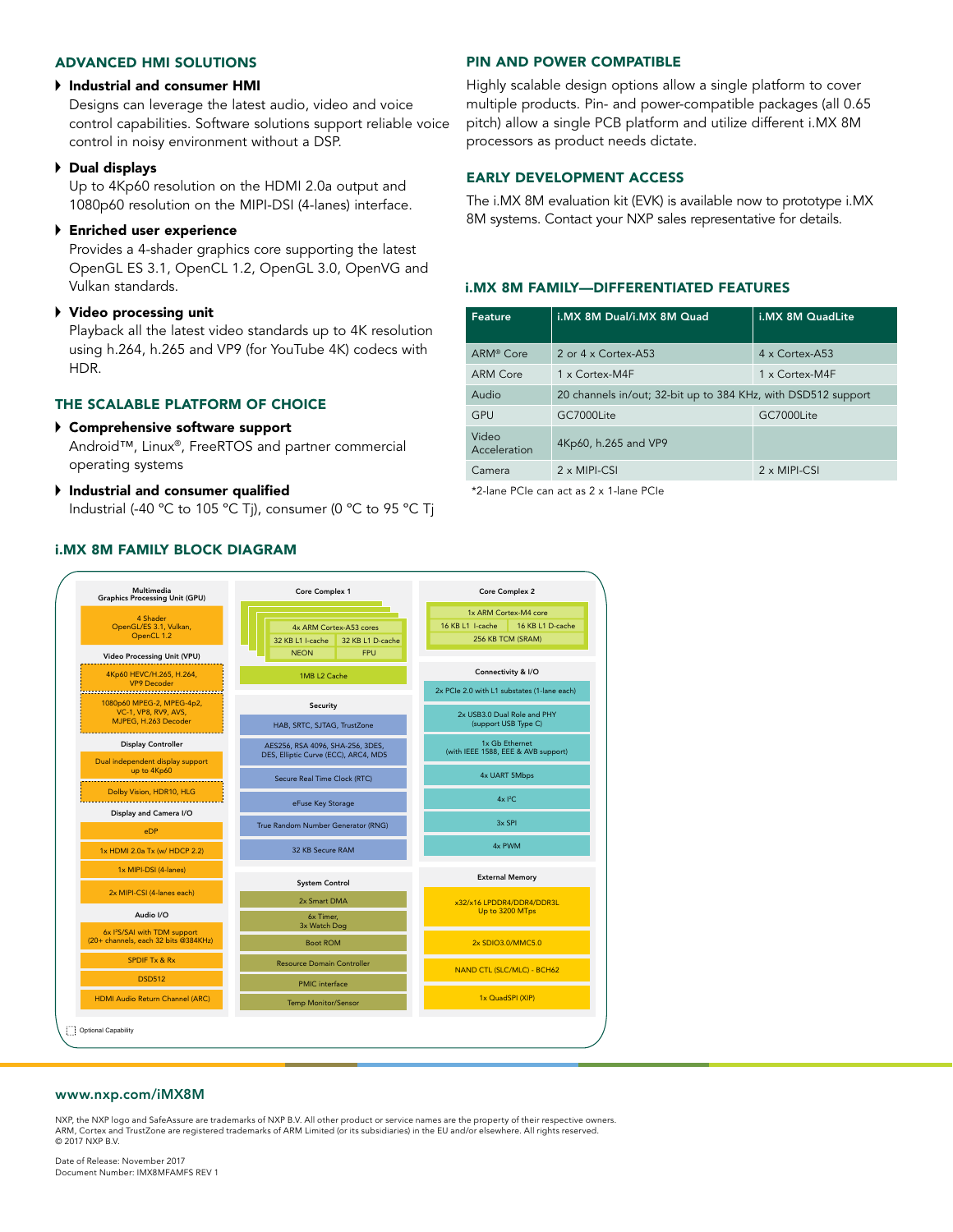## ADVANCED HMI SOLUTIONS

- **Industrial and consumer HMI**
  Designs can leverage the latest audio, video and voice control capabilities. Software solutions support reliable voice control in noisy environment without a DSP.
- **Dual displays**
  Up to 4Kp60 resolution on the HDMI 2.0a output and 1080p60 resolution on the MIPI-DSI (4-lanes) interface.
- **Enriched user experience**
  Provides a 4-shader graphics core supporting the latest OpenGL ES 3.1, OpenCL 1.2, OpenGL 3.0, OpenVG and Vulkan standards.
- **Video processing unit**
  Playback all the latest video standards up to 4K resolution using h.264, h.265 and VP9 (for YouTube 4K) codecs with HDR.

## THE SCALABLE PLATFORM OF CHOICE

- **Comprehensive software support**
  Android™, Linux®, FreeRTOS and partner commercial operating systems
- **Industrial and consumer qualified**
  Industrial (-40 °C to 105 °C Tj), consumer (0 °C to 95 °C Tj

## PIN AND POWER COMPATIBLE

Highly scalable design options allow a single platform to cover multiple products. Pin- and power-compatible packages (all 0.65 pitch) allow a single PCB platform and utilize different i.MX 8M processors as product needs dictate.

## EARLY DEVELOPMENT ACCESS

The i.MX 8M evaluation kit (EVK) is available now to prototype i.MX 8M systems. Contact your NXP sales representative for details.

## i.MX 8M FAMILY—DIFFERENTIATED FEATURES

| Feature | i.MX 8M Dual/i.MX 8M Quad | i.MX 8M QuadLite |
|---|---|---|
| ARM® Core | 2 or 4 x Cortex-A53 | 4 x Cortex-A53 |
| ARM Core | 1 x Cortex-M4F | 1 x Cortex-M4F |
| Audio | 20 channels in/out; 32-bit up to 384 KHz, with DSD512 support | |
| GPU | GC7000Lite | GC7000Lite |
| Video Acceleration | 4Kp60, h.265 and VP9 | |
| Camera | 2 x MIPI-CSI | 2 x MIPI-CSI |

*2-lane PCIe can act as 2 x 1-lane PCIe

## i.MX 8M FAMILY BLOCK DIAGRAM

Multimedia
Graphics Processing Unit (GPU)
4 Shader
OpenGL/ES 3.1, Vulkan,
OpenCL 1.2
Video Processing Unit (VPU)
4Kp60 HEVC/H.265, H.264,
VP9 Decoder
1080p60 MPEG-2, MPEG-4p2,
VC-1, VP8, RV9, AVS,
MJPEG, H.263 Decoder
Display Controller
Dual independent display support
up to 4Kp60
Dolby Vision, HDR10, HLG
Display and Camera I/O
eDP
1x HDMI 2.0a Tx (w/ HDCP 2.2)
1x MIPI-DSI (4-lanes)
2x MIPI-CSI (4-lanes each)
Audio I/O
6x I²S/SAI with TDM support
(20+ channels, each 32 bits @384KHz)
SPDIF Tx & Rx
DSD512
HDMI Audio Return Channel (ARC)

Core Complex 1
4x ARM Cortex-A53 cores
32 KB L1 I-cache
32 KB L1 D-cache
NEON
FPU
1MB L2 Cache

Security
HAB, SRTC, SJTAG, TrustZone
AES256, RSA 4096, SHA-256, 3DES,
DES, Elliptic Curve (ECC), ARC4, MD5
Secure Real Time Clock (RTC)
eFuse Key Storage
True Random Number Generator (RNG)
32 KB Secure RAM

System Control
2x Smart DMA
6x Timer,
3x Watch Dog
Boot ROM
Resource Domain Controller
PMIC interface
Temp Monitor/Sensor

Core Complex 2
1x ARM Cortex-M4 core
16 KB L1 I-cache
16 KB L1 D-cache
256 KB TCM (SRAM)

Connectivity & I/O
2x PCIe 2.0 with L1 substates (1-lane each)
2x USB3.0 Dual Role and PHY
(support USB Type C)
1x Gb Ethernet
(with IEEE 1588, EEE & AVB support)
4x UART 5Mbps
4x I²C
3x SPI
4x PWM

External Memory
x32/x16 LPDDR4/DDR4/DDR3L
Up to 3200 MTps
2x SDIO3.0/MMC5.0
NAND CTL (SLC/MLC) - BCH62
1x QuadSPI (XIP)

Optional Capability

www.nxp.com/iMX8M

NXP, the NXP logo and SafeAssure are trademarks of NXP B.V. All other product or service names are the property of their respective owners. ARM, Cortex and TrustZone are registered trademarks of ARM Limited (or its subsidiaries) in the EU and/or elsewhere. All rights reserved.
© 2017 NXP B.V.

Date of Release: November 2017
Document Number: IMX8MFAMFS REV 1